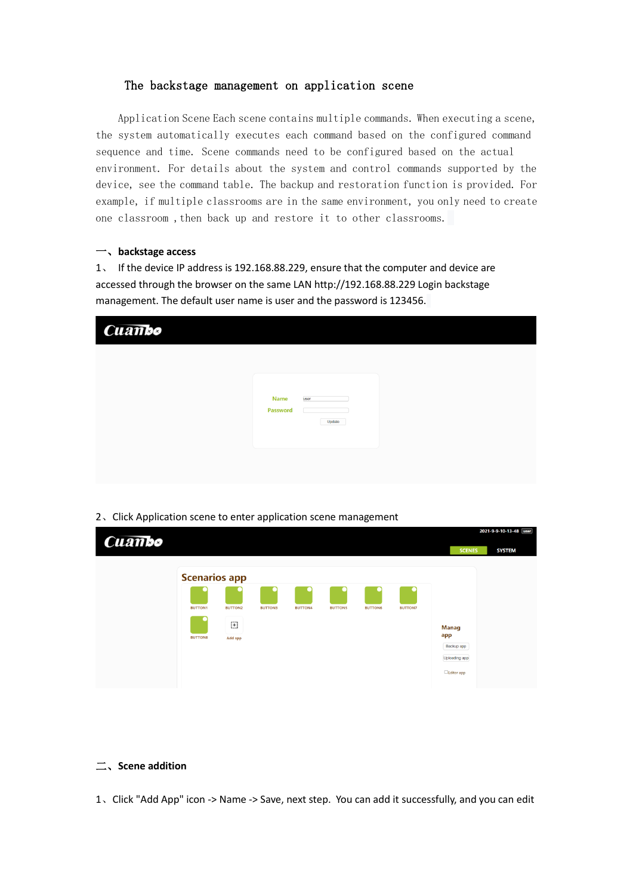# The backstage management on application scene

Application Scene Each scene contains multiple commands. When executing a scene, the system automatically executes each command based on the configured command sequence and time. Scene commands need to be configured based on the actual environment. For details about the system and control commands supported by the device, see the command table. The backup and restoration function is provided. For example, if multiple classrooms are in the same environment, you only need to create one classroom , then back up and restore it to other classrooms.

## 一、backstage access

1、 If the device IP address is 192.168.88.229, ensure that the computer and device are accessed through the browser on the same LAN http://192.168.88.229 Login backstage management. The default user name is user and the password is 123456.

2、Click Application scene to enter application scene management

## 二、Scene addition

1、Click "Add App" icon -> Name -> Save, next step. You can add it successfully, and you can edit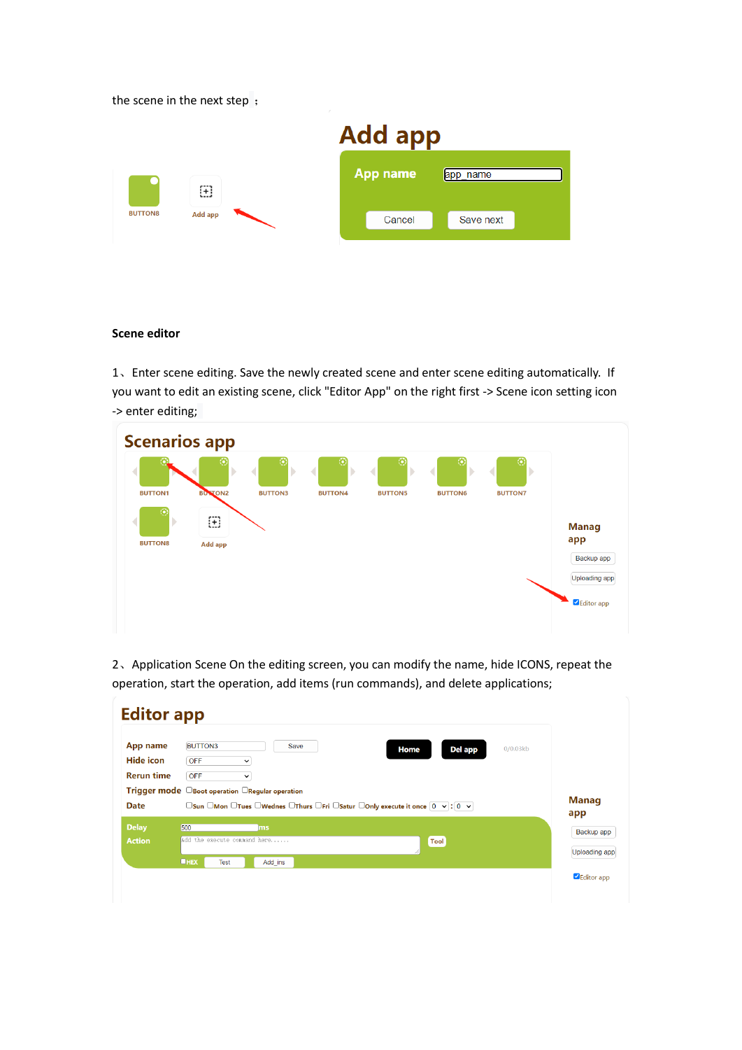the scene in the next step ：

**Scene editor**

1、Enter scene editing. Save the newly created scene and enter scene editing automatically.  If you want to edit an existing scene, click "Editor App" on the right first -> Scene icon setting icon -> enter editing;

2、Application Scene On the editing screen, you can modify the name, hide ICONS, repeat the operation, start the operation, add items (run commands), and delete applications;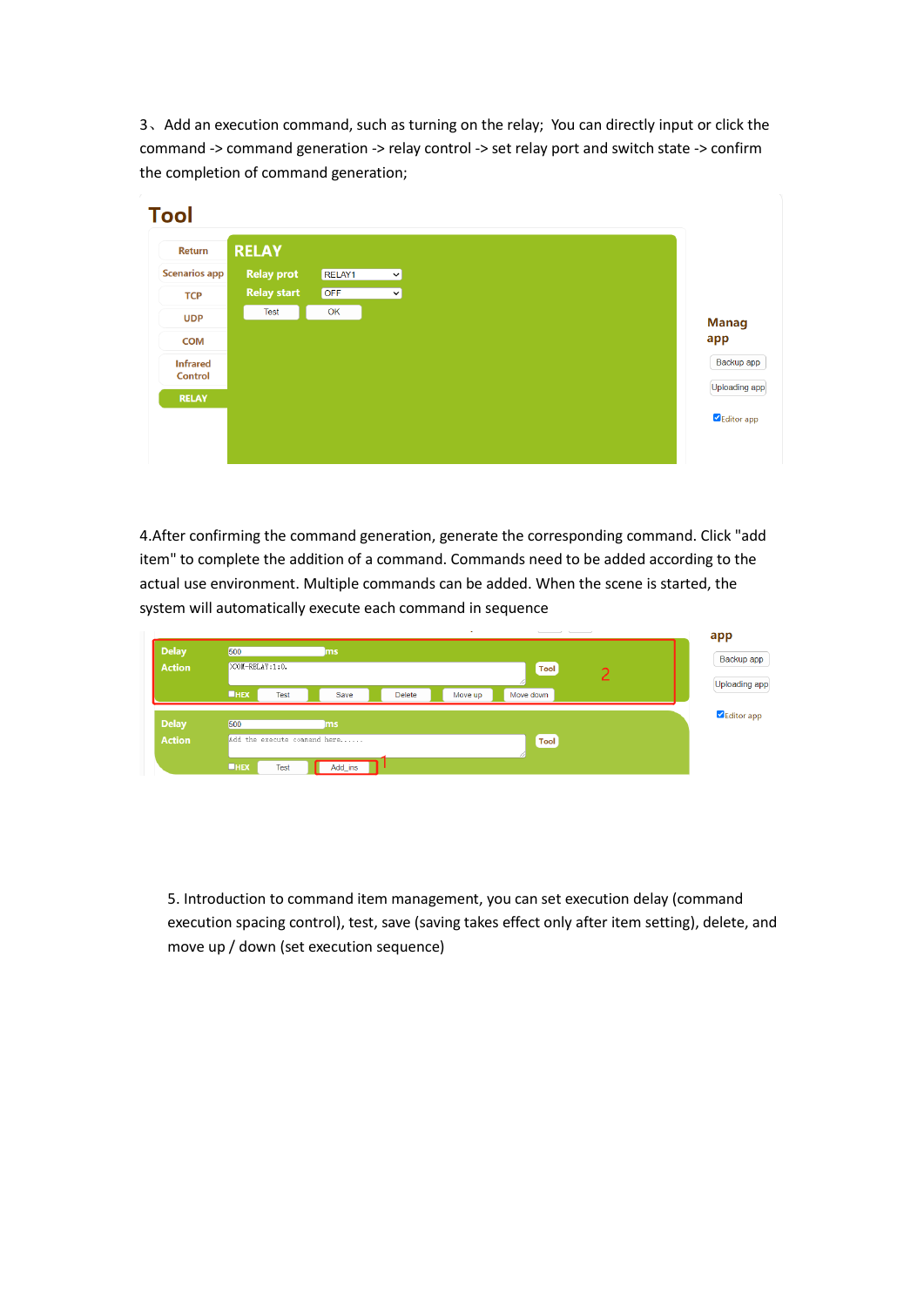3、Add an execution command, such as turning on the relay; You can directly input or click the command -> command generation -> relay control -> set relay port and switch state -> confirm the completion of command generation;

4.After confirming the command generation, generate the corresponding command. Click "add item" to complete the addition of a command. Commands need to be added according to the actual use environment. Multiple commands can be added. When the scene is started, the system will automatically execute each command in sequence

5. Introduction to command item management, you can set execution delay (command execution spacing control), test, save (saving takes effect only after item setting), delete, and move up / down (set execution sequence)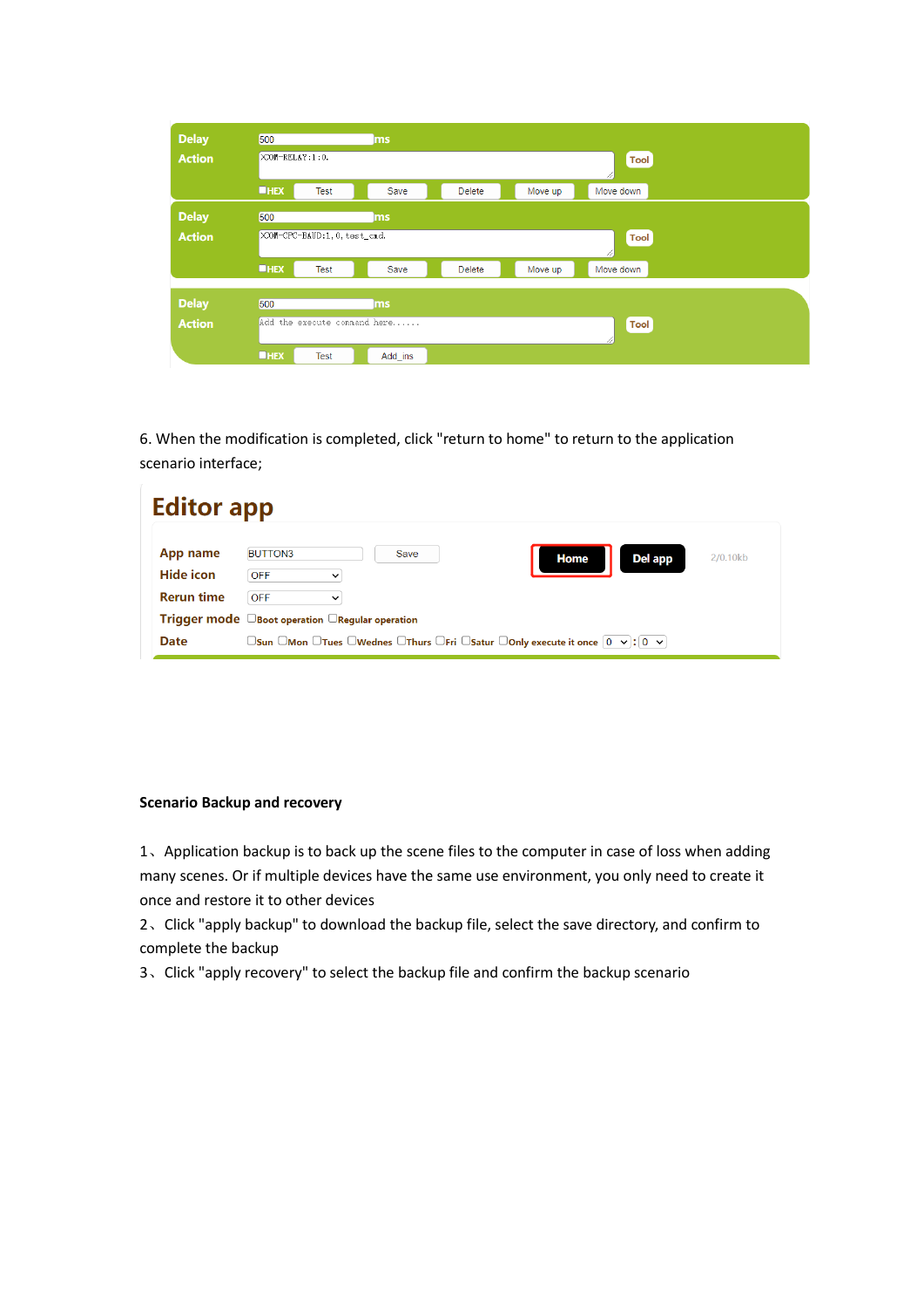| Delay | 500 ms | |
|---|---|---|
| Action | XCOM-RELAY:1:0. | Tool |
| | HEX Test Save Delete Move up Move down | |

| Delay | 500 ms | |
|---|---|---|
| Action | XCOM-CPC-BAUD:1,0,test_cmd. | Tool |
| | HEX Test Save Delete Move up Move down | |

| Delay | 500 ms | |
|---|---|---|
| Action | Add the execute command here...... | Tool |
| | HEX Test Add_ins | |

6. When the modification is completed, click "return to home" to return to the application scenario interface;

## Editor app

| | | | | |
|---|---|---|---|---|
| App name | BUTTON3 | Save | Home | Del app 2/0.10kb |
| Hide icon | OFF | | | |
| Rerun time | OFF | | | |
| Trigger mode | Boot operation, Regular operation | | | |
| Date | Sun Mon Tues Wednes Thurs Fri Satur Only execute it once 0 : 0 | | | |

**Scenario Backup and recovery**

1、Application backup is to back up the scene files to the computer in case of loss when adding many scenes. Or if multiple devices have the same use environment, you only need to create it once and restore it to other devices

2、Click "apply backup" to download the backup file, select the save directory, and confirm to complete the backup

3、Click "apply recovery" to select the backup file and confirm the backup scenario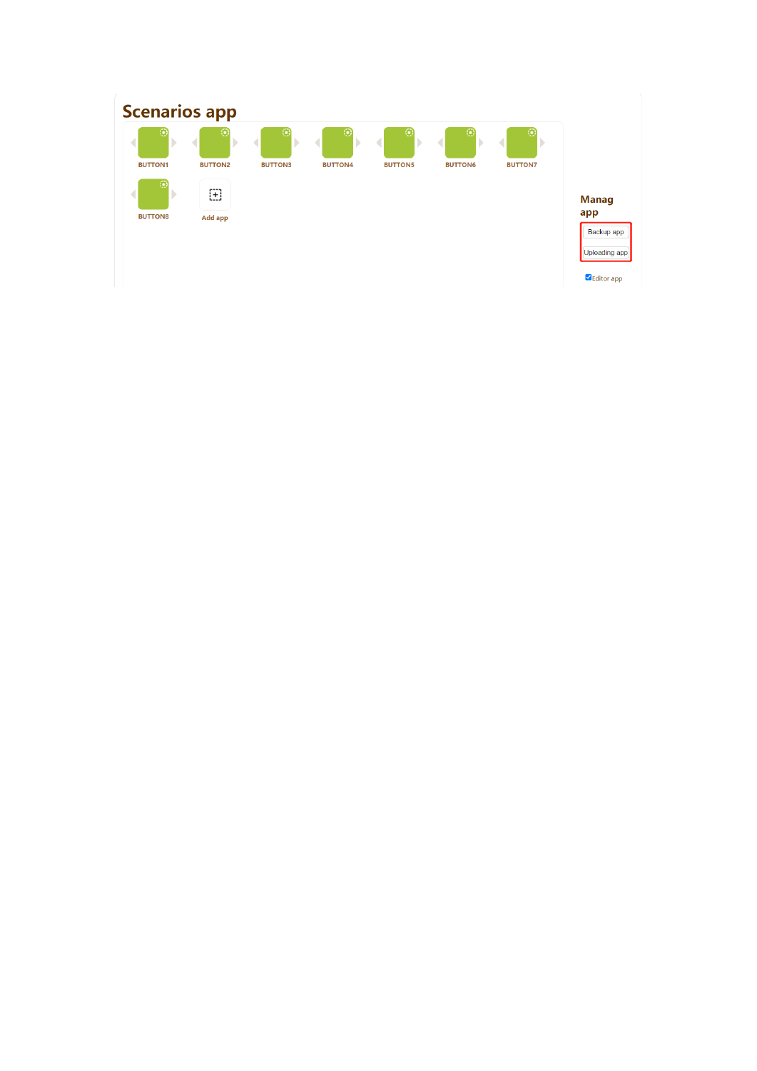# Scenarios app

BUTTON1

BUTTON2

BUTTON3

BUTTON4

BUTTON5

BUTTON6

BUTTON7

BUTTON8

Add app

**Manag app**

Backup app

Uploading app

Editor app